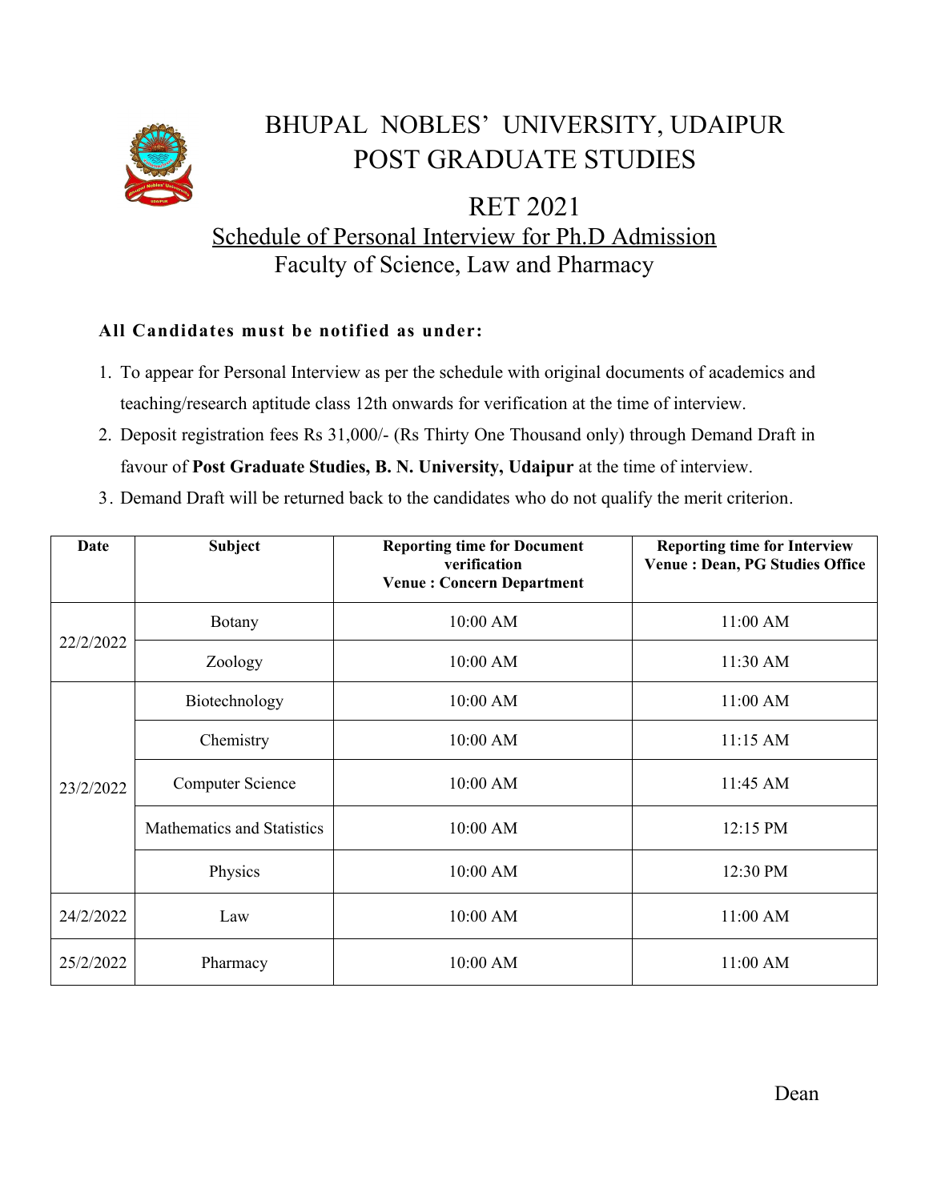# BHUPAL NOBLES' UNIVERSITY, UDAIPUR
# POST GRADUATE STUDIES

## RET 2021

## Schedule of Personal Interview for Ph.D Admission

### Faculty of Science, Law and Pharmacy

**All Candidates must be notified as under:**

1. To appear for Personal Interview as per the schedule with original documents of academics and teaching/research aptitude class 12th onwards for verification at the time of interview.
2. Deposit registration fees Rs 31,000/- (Rs Thirty One Thousand only) through Demand Draft in favour of **Post Graduate Studies, B. N. University, Udaipur** at the time of interview.
3. Demand Draft will be returned back to the candidates who do not qualify the merit criterion.

| Date | Subject | Reporting time for Document verification Venue : Concern Department | Reporting time for Interview Venue : Dean, PG Studies Office |
|---|---|---|---|
| 22/2/2022 | Botany | 10:00 AM | 11:00 AM |
| | Zoology | 10:00 AM | 11:30 AM |
| 23/2/2022 | Biotechnology | 10:00 AM | 11:00 AM |
| | Chemistry | 10:00 AM | 11:15 AM |
| | Computer Science | 10:00 AM | 11:45 AM |
| | Mathematics and Statistics | 10:00 AM | 12:15 PM |
| | Physics | 10:00 AM | 12:30 PM |
| 24/2/2022 | Law | 10:00 AM | 11:00 AM |
| 25/2/2022 | Pharmacy | 10:00 AM | 11:00 AM |

Dean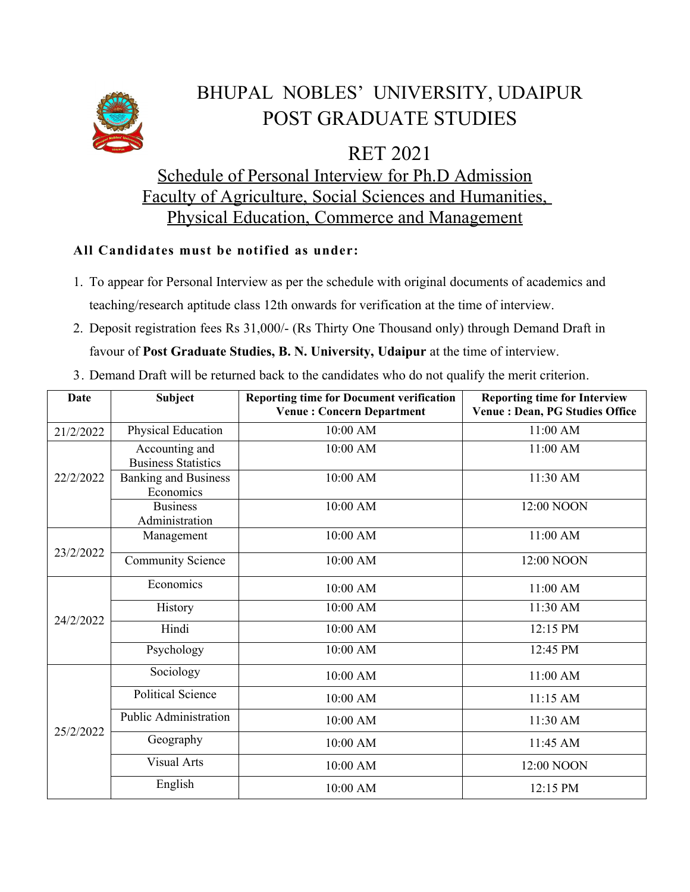# BHUPAL NOBLES' UNIVERSITY, UDAIPUR
# POST GRADUATE STUDIES

## RET 2021

## Schedule of Personal Interview for Ph.D Admission
## Faculty of Agriculture, Social Sciences and Humanities, Physical Education, Commerce and Management

**All Candidates must be notified as under:**

1. To appear for Personal Interview as per the schedule with original documents of academics and teaching/research aptitude class 12th onwards for verification at the time of interview.
2. Deposit registration fees Rs 31,000/- (Rs Thirty One Thousand only) through Demand Draft in favour of **Post Graduate Studies, B. N. University, Udaipur** at the time of interview.
3. Demand Draft will be returned back to the candidates who do not qualify the merit criterion.

| Date | Subject | Reporting time for Document verification Venue : Concern Department | Reporting time for Interview Venue : Dean, PG Studies Office |
|---|---|---|---|
| 21/2/2022 | Physical Education | 10:00 AM | 11:00 AM |
| 22/2/2022 | Accounting and Business Statistics | 10:00 AM | 11:00 AM |
| | Banking and Business Economics | 10:00 AM | 11:30 AM |
| | Business Administration | 10:00 AM | 12:00 NOON |
| 23/2/2022 | Management | 10:00 AM | 11:00 AM |
| | Community Science | 10:00 AM | 12:00 NOON |
| 24/2/2022 | Economics | 10:00 AM | 11:00 AM |
| | History | 10:00 AM | 11:30 AM |
| | Hindi | 10:00 AM | 12:15 PM |
| | Psychology | 10:00 AM | 12:45 PM |
| 25/2/2022 | Sociology | 10:00 AM | 11:00 AM |
| | Political Science | 10:00 AM | 11:15 AM |
| | Public Administration | 10:00 AM | 11:30 AM |
| | Geography | 10:00 AM | 11:45 AM |
| | Visual Arts | 10:00 AM | 12:00 NOON |
| | English | 10:00 AM | 12:15 PM |